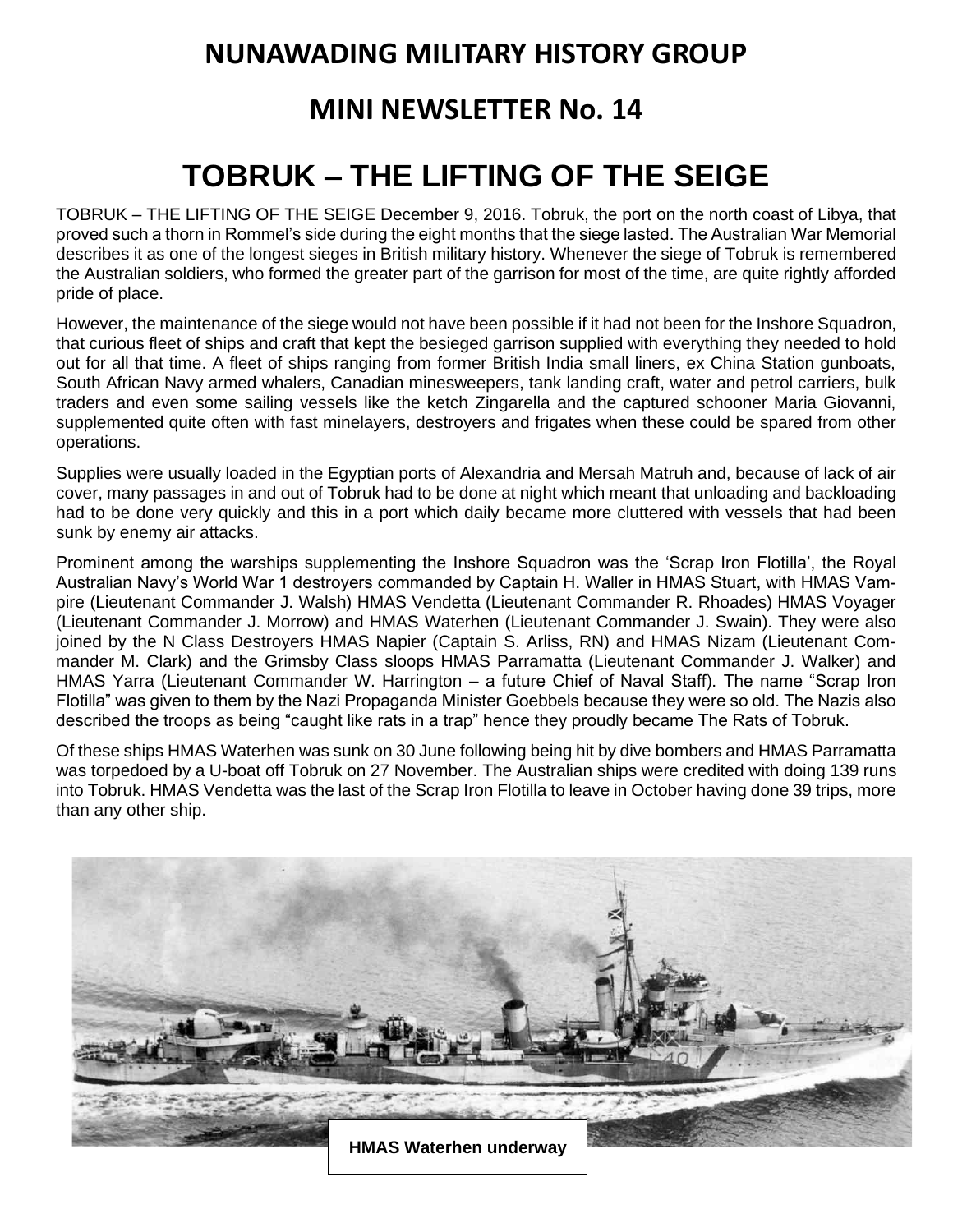# NUNAWADING MILITARY HISTORY GROUP

## MINI NEWSLETTER No. 14

# TOBRUK – THE LIFTING OF THE SEIGE

TOBRUK – THE LIFTING OF THE SEIGE December 9, 2016. Tobruk, the port on the north coast of Libya, that proved such a thorn in Rommel's side during the eight months that the siege lasted. The Australian War Memorial describes it as one of the longest sieges in British military history. Whenever the siege of Tobruk is remembered the Australian soldiers, who formed the greater part of the garrison for most of the time, are quite rightly afforded pride of place.

However, the maintenance of the siege would not have been possible if it had not been for the Inshore Squadron, that curious fleet of ships and craft that kept the besieged garrison supplied with everything they needed to hold out for all that time. A fleet of ships ranging from former British India small liners, ex China Station gunboats, South African Navy armed whalers, Canadian minesweepers, tank landing craft, water and petrol carriers, bulk traders and even some sailing vessels like the ketch Zingarella and the captured schooner Maria Giovanni, supplemented quite often with fast minelayers, destroyers and frigates when these could be spared from other operations.

Supplies were usually loaded in the Egyptian ports of Alexandria and Mersah Matruh and, because of lack of air cover, many passages in and out of Tobruk had to be done at night which meant that unloading and backloading had to be done very quickly and this in a port which daily became more cluttered with vessels that had been sunk by enemy air attacks.

Prominent among the warships supplementing the Inshore Squadron was the 'Scrap Iron Flotilla', the Royal Australian Navy's World War 1 destroyers commanded by Captain H. Waller in HMAS Stuart, with HMAS Vampire (Lieutenant Commander J. Walsh) HMAS Vendetta (Lieutenant Commander R. Rhoades) HMAS Voyager (Lieutenant Commander J. Morrow) and HMAS Waterhen (Lieutenant Commander J. Swain). They were also joined by the N Class Destroyers HMAS Napier (Captain S. Arliss, RN) and HMAS Nizam (Lieutenant Commander M. Clark) and the Grimsby Class sloops HMAS Parramatta (Lieutenant Commander J. Walker) and HMAS Yarra (Lieutenant Commander W. Harrington – a future Chief of Naval Staff). The name "Scrap Iron Flotilla" was given to them by the Nazi Propaganda Minister Goebbels because they were so old. The Nazis also described the troops as being "caught like rats in a trap" hence they proudly became The Rats of Tobruk.

Of these ships HMAS Waterhen was sunk on 30 June following being hit by dive bombers and HMAS Parramatta was torpedoed by a U-boat off Tobruk on 27 November. The Australian ships were credited with doing 139 runs into Tobruk. HMAS Vendetta was the last of the Scrap Iron Flotilla to leave in October having done 39 trips, more than any other ship.

**HMAS Waterhen underway**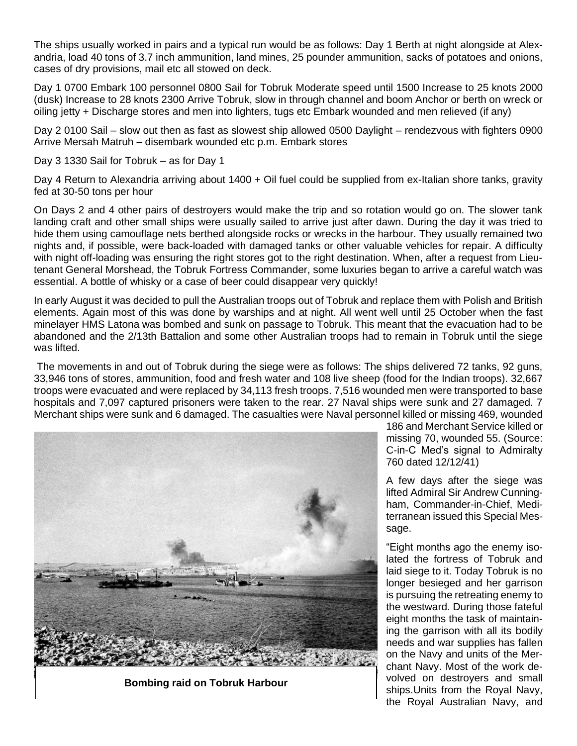The ships usually worked in pairs and a typical run would be as follows: Day 1 Berth at night alongside at Alexandria, load 40 tons of 3.7 inch ammunition, land mines, 25 pounder ammunition, sacks of potatoes and onions, cases of dry provisions, mail etc all stowed on deck.

Day 1 0700 Embark 100 personnel 0800 Sail for Tobruk Moderate speed until 1500 Increase to 25 knots 2000 (dusk) Increase to 28 knots 2300 Arrive Tobruk, slow in through channel and boom Anchor or berth on wreck or oiling jetty + Discharge stores and men into lighters, tugs etc Embark wounded and men relieved (if any)

Day 2 0100 Sail – slow out then as fast as slowest ship allowed 0500 Daylight – rendezvous with fighters 0900 Arrive Mersah Matruh – disembark wounded etc p.m. Embark stores

Day 3 1330 Sail for Tobruk – as for Day 1

Day 4 Return to Alexandria arriving about 1400 + Oil fuel could be supplied from ex-Italian shore tanks, gravity fed at 30-50 tons per hour

On Days 2 and 4 other pairs of destroyers would make the trip and so rotation would go on. The slower tank landing craft and other small ships were usually sailed to arrive just after dawn. During the day it was tried to hide them using camouflage nets berthed alongside rocks or wrecks in the harbour. They usually remained two nights and, if possible, were back-loaded with damaged tanks or other valuable vehicles for repair. A difficulty with night off-loading was ensuring the right stores got to the right destination. When, after a request from Lieutenant General Morshead, the Tobruk Fortress Commander, some luxuries began to arrive a careful watch was essential. A bottle of whisky or a case of beer could disappear very quickly!

In early August it was decided to pull the Australian troops out of Tobruk and replace them with Polish and British elements. Again most of this was done by warships and at night. All went well until 25 October when the fast minelayer HMS Latona was bombed and sunk on passage to Tobruk. This meant that the evacuation had to be abandoned and the 2/13th Battalion and some other Australian troops had to remain in Tobruk until the siege was lifted.

The movements in and out of Tobruk during the siege were as follows: The ships delivered 72 tanks, 92 guns, 33,946 tons of stores, ammunition, food and fresh water and 108 live sheep (food for the Indian troops). 32,667 troops were evacuated and were replaced by 34,113 fresh troops. 7,516 wounded men were transported to base hospitals and 7,097 captured prisoners were taken to the rear. 27 Naval ships were sunk and 27 damaged. 7 Merchant ships were sunk and 6 damaged. The casualties were Naval personnel killed or missing 469, wounded 186 and Merchant Service killed or missing 70, wounded 55. (Source: C-in-C Med's signal to Admiralty 760 dated 12/12/41)

Bombing raid on Tobruk Harbour

A few days after the siege was lifted Admiral Sir Andrew Cunningham, Commander-in-Chief, Mediterranean issued this Special Message.

"Eight months ago the enemy isolated the fortress of Tobruk and laid siege to it. Today Tobruk is no longer besieged and her garrison is pursuing the retreating enemy to the westward. During those fateful eight months the task of maintaining the garrison with all its bodily needs and war supplies has fallen on the Navy and units of the Merchant Navy. Most of the work devolved on destroyers and small ships.Units from the Royal Navy, the Royal Australian Navy, and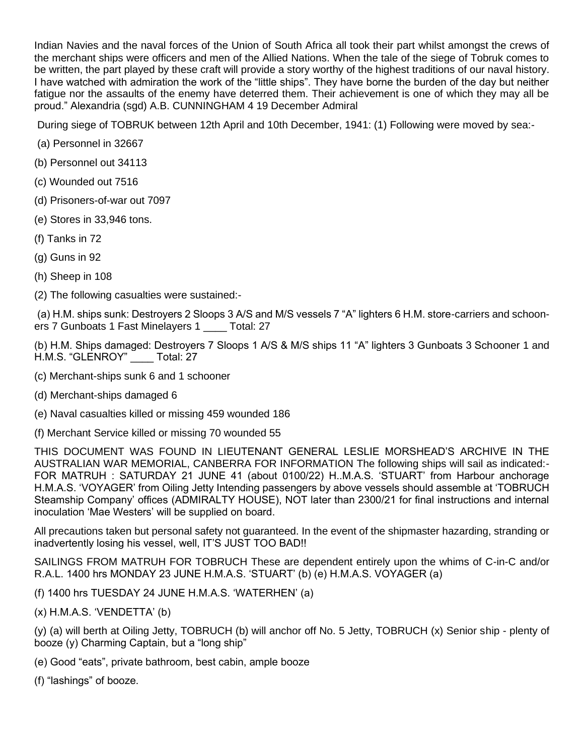Indian Navies and the naval forces of the Union of South Africa all took their part whilst amongst the crews of the merchant ships were officers and men of the Allied Nations. When the tale of the siege of Tobruk comes to be written, the part played by these craft will provide a story worthy of the highest traditions of our naval history. I have watched with admiration the work of the "little ships". They have borne the burden of the day but neither fatigue nor the assaults of the enemy have deterred them. Their achievement is one of which they may all be proud." Alexandria (sgd) A.B. CUNNINGHAM 4 19 December Admiral

During siege of TOBRUK between 12th April and 10th December, 1941: (1) Following were moved by sea:-

(a) Personnel in 32667

(b) Personnel out 34113

(c) Wounded out 7516

(d) Prisoners-of-war out 7097

(e) Stores in 33,946 tons.

(f) Tanks in 72

(g) Guns in 92

(h) Sheep in 108

(2) The following casualties were sustained:-

(a) H.M. ships sunk: Destroyers 2 Sloops 3 A/S and M/S vessels 7 "A" lighters 6 H.M. store-carriers and schooners 7 Gunboats 1 Fast Minelayers 1 ____ Total: 27

(b) H.M. Ships damaged: Destroyers 7 Sloops 1 A/S & M/S ships 11 "A" lighters 3 Gunboats 3 Schooner 1 and H.M.S. "GLENROY" ____ Total: 27

(c) Merchant-ships sunk 6 and 1 schooner

(d) Merchant-ships damaged 6

(e) Naval casualties killed or missing 459 wounded 186

(f) Merchant Service killed or missing 70 wounded 55

THIS DOCUMENT WAS FOUND IN LIEUTENANT GENERAL LESLIE MORSHEAD'S ARCHIVE IN THE AUSTRALIAN WAR MEMORIAL, CANBERRA FOR INFORMATION The following ships will sail as indicated:- FOR MATRUH : SATURDAY 21 JUNE 41 (about 0100/22) H..M.A.S. 'STUART' from Harbour anchorage H.M.A.S. 'VOYAGER' from Oiling Jetty Intending passengers by above vessels should assemble at 'TOBRUCH Steamship Company' offices (ADMIRALTY HOUSE), NOT later than 2300/21 for final instructions and internal inoculation 'Mae Westers' will be supplied on board.

All precautions taken but personal safety not guaranteed. In the event of the shipmaster hazarding, stranding or inadvertently losing his vessel, well, IT'S JUST TOO BAD!!

SAILINGS FROM MATRUH FOR TOBRUCH These are dependent entirely upon the whims of C-in-C and/or R.A.L. 1400 hrs MONDAY 23 JUNE H.M.A.S. 'STUART' (b) (e) H.M.A.S. VOYAGER (a)

(f) 1400 hrs TUESDAY 24 JUNE H.M.A.S. 'WATERHEN' (a)

(x) H.M.A.S. 'VENDETTA' (b)

(y) (a) will berth at Oiling Jetty, TOBRUCH (b) will anchor off No. 5 Jetty, TOBRUCH (x) Senior ship - plenty of booze (y) Charming Captain, but a "long ship"

(e) Good "eats", private bathroom, best cabin, ample booze

(f) "lashings" of booze.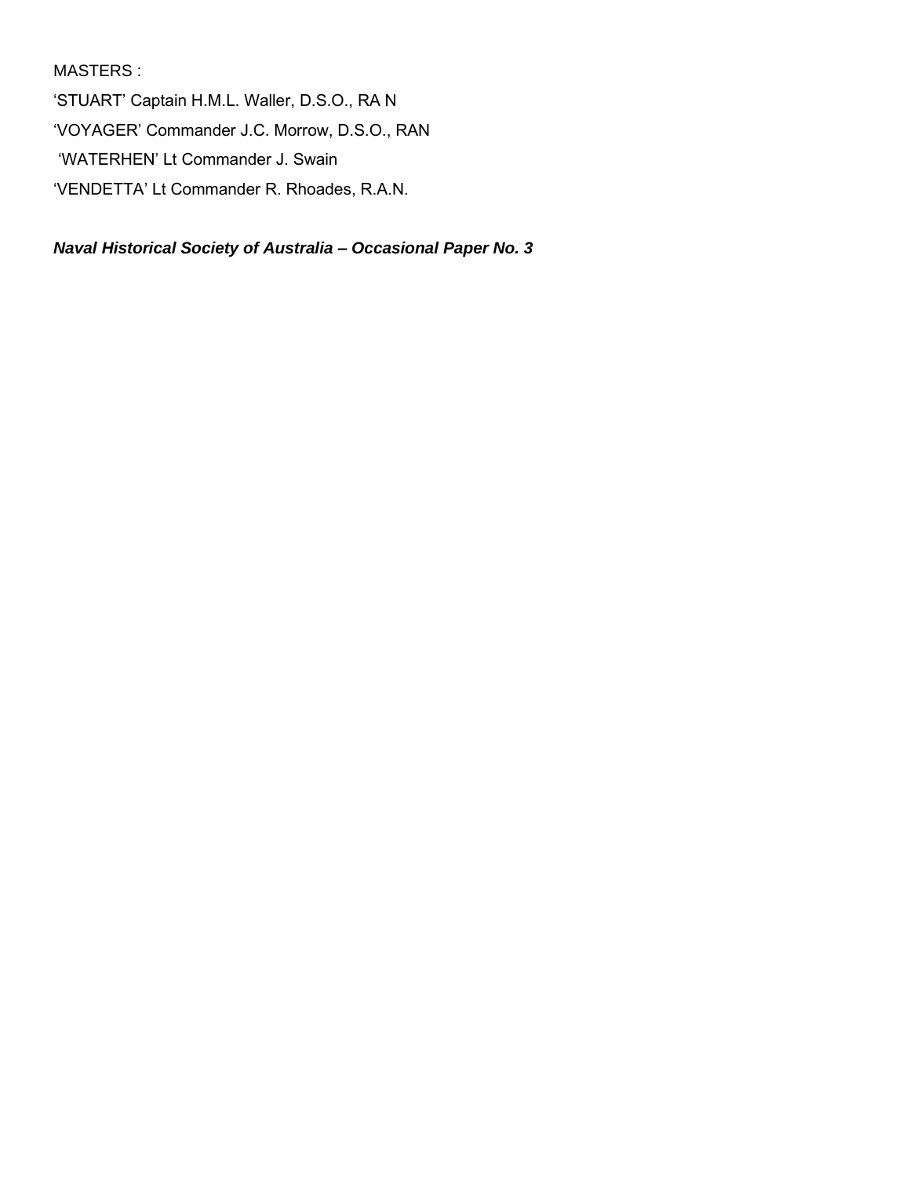MASTERS :

'STUART' Captain H.M.L. Waller, D.S.O., RA N

'VOYAGER' Commander J.C. Morrow, D.S.O., RAN

'WATERHEN' Lt Commander J. Swain

'VENDETTA' Lt Commander R. Rhoades, R.A.N.

***Naval Historical Society of Australia – Occasional Paper No. 3***